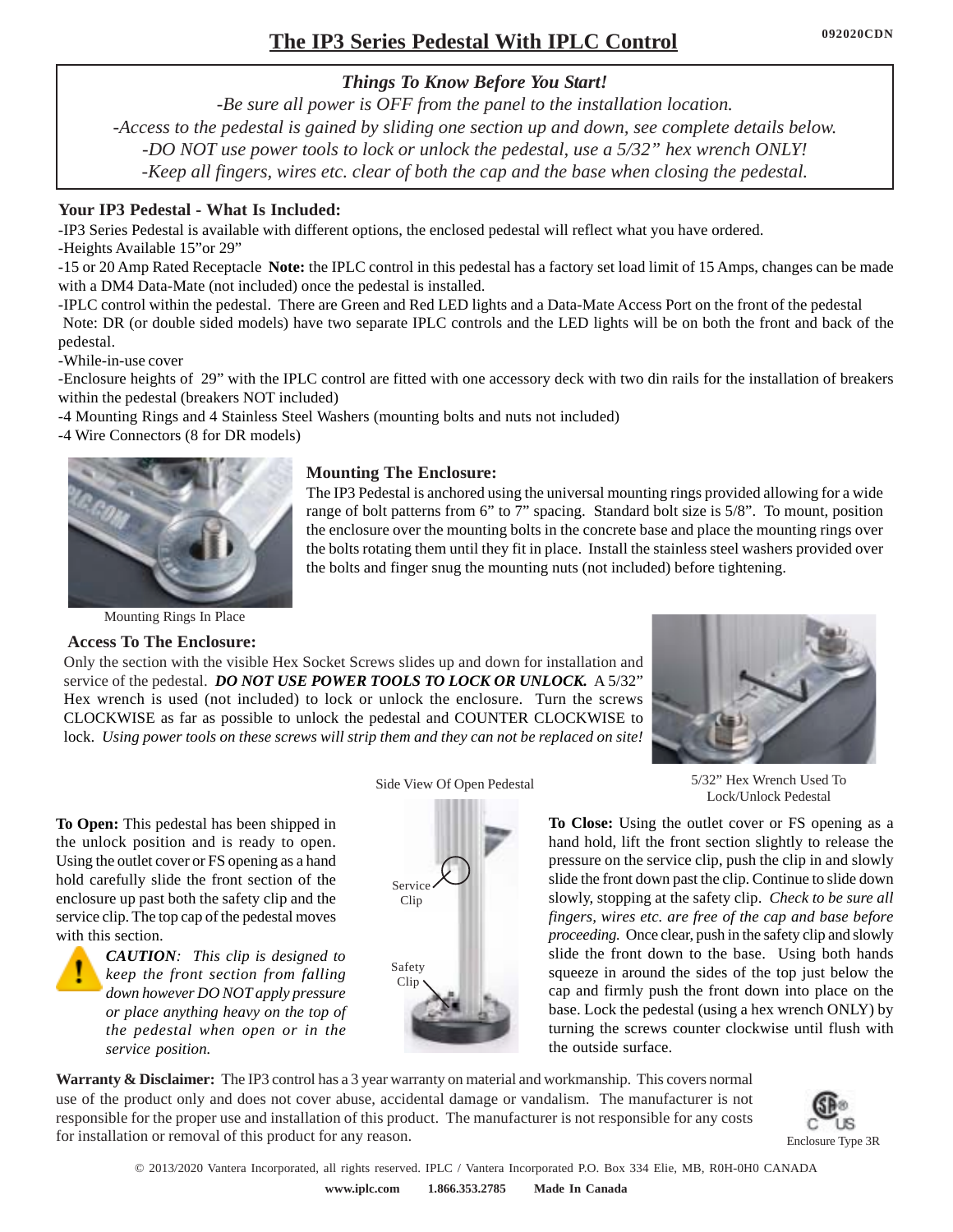# The IP3 Series Pedestal With IPLC Control

092020CDN

***Things To Know Before You Start!***

*-Be sure all power is OFF from the panel to the installation location.*
*-Access to the pedestal is gained by sliding one section up and down, see complete details below.*
*-DO NOT use power tools to lock or unlock the pedestal, use a 5/32" hex wrench ONLY!*
*-Keep all fingers, wires etc. clear of both the cap and the base when closing the pedestal.*

## Your IP3 Pedestal - What Is Included:

-IP3 Series Pedestal is available with different options, the enclosed pedestal will reflect what you have ordered.
-Heights Available 15"or 29"
-15 or 20 Amp Rated Receptacle **Note:** the IPLC control in this pedestal has a factory set load limit of 15 Amps, changes can be made with a DM4 Data-Mate (not included) once the pedestal is installed.
-IPLC control within the pedestal. There are Green and Red LED lights and a Data-Mate Access Port on the front of the pedestal
Note: DR (or double sided models) have two separate IPLC controls and the LED lights will be on both the front and back of the pedestal.
-While-in-use cover
-Enclosure heights of 29" with the IPLC control are fitted with one accessory deck with two din rails for the installation of breakers within the pedestal (breakers NOT included)
-4 Mounting Rings and 4 Stainless Steel Washers (mounting bolts and nuts not included)
-4 Wire Connectors (8 for DR models)

Mounting Rings In Place

## Mounting The Enclosure:

The IP3 Pedestal is anchored using the universal mounting rings provided allowing for a wide range of bolt patterns from 6" to 7" spacing. Standard bolt size is 5/8". To mount, position the enclosure over the mounting bolts in the concrete base and place the mounting rings over the bolts rotating them until they fit in place. Install the stainless steel washers provided over the bolts and finger snug the mounting nuts (not included) before tightening.

## Access To The Enclosure:

Only the section with the visible Hex Socket Screws slides up and down for installation and service of the pedestal. ***DO NOT USE POWER TOOLS TO LOCK OR UNLOCK.*** A 5/32" Hex wrench is used (not included) to lock or unlock the enclosure. Turn the screws CLOCKWISE as far as possible to unlock the pedestal and COUNTER CLOCKWISE to lock. *Using power tools on these screws will strip them and they can not be replaced on site!*

5/32" Hex Wrench Used To Lock/Unlock Pedestal

**To Open:** This pedestal has been shipped in the unlock position and is ready to open. Using the outlet cover or FS opening as a hand hold carefully slide the front section of the enclosure up past both the safety clip and the service clip. The top cap of the pedestal moves with this section.

***CAUTION****: This clip is designed to keep the front section from falling down however DO NOT apply pressure or place anything heavy on the top of the pedestal when open or in the service position.*

Side View Of Open Pedestal

Service Clip

Safety Clip

**To Close:** Using the outlet cover or FS opening as a hand hold, lift the front section slightly to release the pressure on the service clip, push the clip in and slowly slide the front down past the clip. Continue to slide down slowly, stopping at the safety clip. *Check to be sure all fingers, wires etc. are free of the cap and base before proceeding.* Once clear, push in the safety clip and slowly slide the front down to the base. Using both hands squeeze in around the sides of the top just below the cap and firmly push the front down into place on the base. Lock the pedestal (using a hex wrench ONLY) by turning the screws counter clockwise until flush with the outside surface.

**Warranty & Disclaimer:** The IP3 control has a 3 year warranty on material and workmanship. This covers normal use of the product only and does not cover abuse, accidental damage or vandalism. The manufacturer is not responsible for the proper use and installation of this product. The manufacturer is not responsible for any costs for installation or removal of this product for any reason.

Enclosure Type 3R

© 2013/2020 Vantera Incorporated, all rights reserved. IPLC / Vantera Incorporated P.O. Box 334 Elie, MB, R0H-0H0 CANADA

**www.iplc.com 1.866.353.2785 Made In Canada**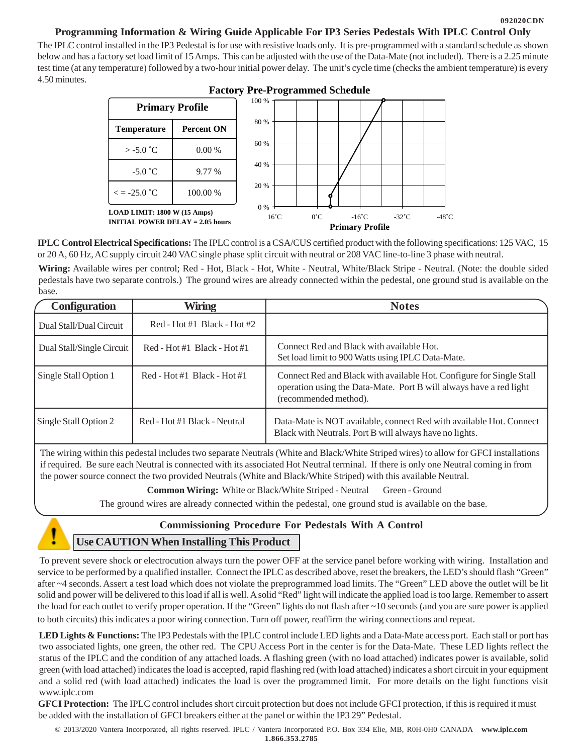## Programming Information & Wiring Guide Applicable For IP3 Series Pedestals With IPLC Control Only

The IPLC control installed in the IP3 Pedestal is for use with resistive loads only. It is pre-programmed with a standard schedule as shown below and has a factory set load limit of 15 Amps. This can be adjusted with the use of the Data-Mate (not included). There is a 2.25 minute test time (at any temperature) followed by a two-hour initial power delay. The unit's cycle time (checks the ambient temperature) is every 4.50 minutes.

### Factory Pre-Programmed Schedule

| Primary Profile | |
|---|---|
| **Temperature** | **Percent ON** |
| > -5.0 ˚C | 0.00 % |
| -5.0 ˚C | 9.77 % |
| < = -25.0 ˚C | 100.00 % |

**LOAD LIMIT: 1800 W (15 Amps)**
**INITIAL POWER DELAY = 2.05 hours**

100 %
80 %
60 %
40 %
20 %
0 %
16˚C
0˚C
-16˚C
-32˚C
-48˚C
**Primary Profile**

**IPLC Control Electrical Specifications:** The IPLC control is a CSA/CUS certified product with the following specifications: 125 VAC, 15 or 20 A, 60 Hz, AC supply circuit 240 VAC single phase split circuit with neutral or 208 VAC line-to-line 3 phase with neutral.

**Wiring:** Available wires per control; Red - Hot, Black - Hot, White - Neutral, White/Black Stripe - Neutral. (Note: the double sided pedestals have two separate controls.) The ground wires are already connected within the pedestal, one ground stud is available on the base.

| Configuration | Wiring | Notes |
|---|---|---|
| Dual Stall/Dual Circuit | Red - Hot #1 Black - Hot #2 | |
| Dual Stall/Single Circuit | Red - Hot #1 Black - Hot #1 | Connect Red and Black with available Hot. Set load limit to 900 Watts using IPLC Data-Mate. |
| Single Stall Option 1 | Red - Hot #1 Black - Hot #1 | Connect Red and Black with available Hot. Configure for Single Stall operation using the Data-Mate. Port B will always have a red light (recommended method). |
| Single Stall Option 2 | Red - Hot #1 Black - Neutral | Data-Mate is NOT available, connect Red with available Hot. Connect Black with Neutrals. Port B will always have no lights. |

The wiring within this pedestal includes two separate Neutrals (White and Black/White Striped wires) to allow for GFCI installations if required. Be sure each Neutral is connected with its associated Hot Neutral terminal. If there is only one Neutral coming in from the power source connect the two provided Neutrals (White and Black/White Striped) with this available Neutral.

**Common Wiring:** White or Black/White Striped - Neutral    Green - Ground

The ground wires are already connected within the pedestal, one ground stud is available on the base.

### Commissioning Procedure For Pedestals With A Control

**Use CAUTION When Installing This Product**

To prevent severe shock or electrocution always turn the power OFF at the service panel before working with wiring. Installation and service to be performed by a qualified installer. Connect the IPLC as described above, reset the breakers, the LED's should flash "Green" after ~4 seconds. Assert a test load which does not violate the preprogrammed load limits. The "Green" LED above the outlet will be lit solid and power will be delivered to this load if all is well. A solid "Red" light will indicate the applied load is too large. Remember to assert the load for each outlet to verify proper operation. If the "Green" lights do not flash after ~10 seconds (and you are sure power is applied to both circuits) this indicates a poor wiring connection. Turn off power, reaffirm the wiring connections and repeat.

**LED Lights & Functions:** The IP3 Pedestals with the IPLC control include LED lights and a Data-Mate access port. Each stall or port has two associated lights, one green, the other red. The CPU Access Port in the center is for the Data-Mate. These LED lights reflect the status of the IPLC and the condition of any attached loads. A flashing green (with no load attached) indicates power is available, solid green (with load attached) indicates the load is accepted, rapid flashing red (with load attached) indicates a short circuit in your equipment and a solid red (with load attached) indicates the load is over the programmed limit. For more details on the light functions visit www.iplc.com

**GFCI Protection:** The IPLC control includes short circuit protection but does not include GFCI protection, if this is required it must be added with the installation of GFCI breakers either at the panel or within the IP3 29" Pedestal.

© 2013/2020 Vantera Incorporated, all rights reserved. IPLC / Vantera Incorporated P.O. Box 334 Elie, MB, R0H-0H0 CANADA **www.iplc.com** **1.866.353.2785**